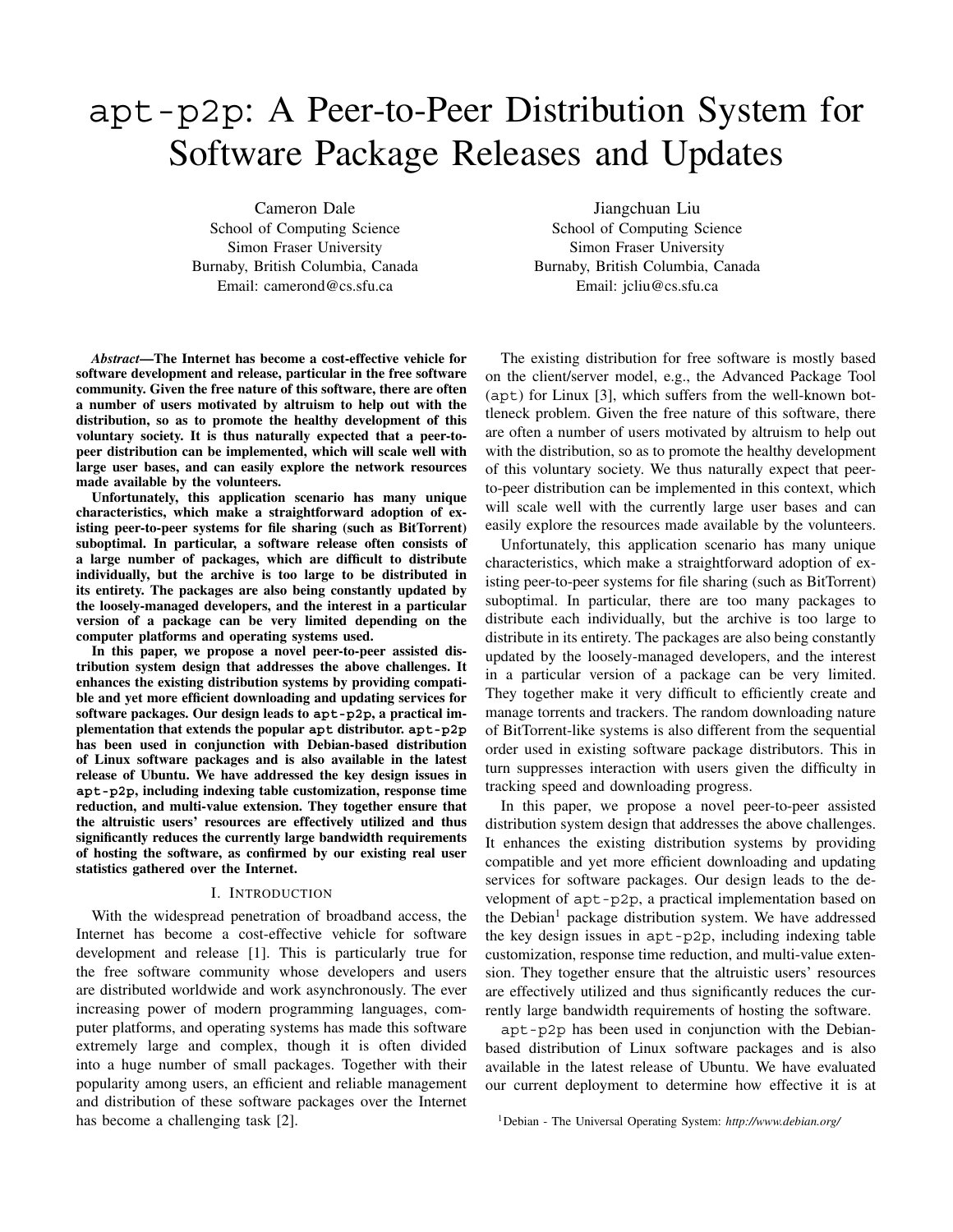# apt-p2p: A Peer-to-Peer Distribution System for Software Package Releases and Updates

Cameron Dale
School of Computing Science
Simon Fraser University
Burnaby, British Columbia, Canada
Email: camerond@cs.sfu.ca

Jiangchuan Liu
School of Computing Science
Simon Fraser University
Burnaby, British Columbia, Canada
Email: jcliu@cs.sfu.ca

***Abstract*—The Internet has become a cost-effective vehicle for software development and release, particular in the free software community. Given the free nature of this software, there are often a number of users motivated by altruism to help out with the distribution, so as to promote the healthy development of this voluntary society. It is thus naturally expected that a peer-to-peer distribution can be implemented, which will scale well with large user bases, and can easily explore the network resources made available by the volunteers.**

**Unfortunately, this application scenario has many unique characteristics, which make a straightforward adoption of existing peer-to-peer systems for file sharing (such as BitTorrent) suboptimal. In particular, a software release often consists of a large number of packages, which are difficult to distribute individually, but the archive is too large to be distributed in its entirety. The packages are also being constantly updated by the loosely-managed developers, and the interest in a particular version of a package can be very limited depending on the computer platforms and operating systems used.**

**In this paper, we propose a novel peer-to-peer assisted distribution system design that addresses the above challenges. It enhances the existing distribution systems by providing compatible and yet more efficient downloading and updating services for software packages. Our design leads to apt-p2p, a practical implementation that extends the popular apt distributor. apt-p2p has been used in conjunction with Debian-based distribution of Linux software packages and is also available in the latest release of Ubuntu. We have addressed the key design issues in apt-p2p, including indexing table customization, response time reduction, and multi-value extension. They together ensure that the altruistic users' resources are effectively utilized and thus significantly reduces the currently large bandwidth requirements of hosting the software, as confirmed by our existing real user statistics gathered over the Internet.**

## I. Introduction

With the widespread penetration of broadband access, the Internet has become a cost-effective vehicle for software development and release [1]. This is particularly true for the free software community whose developers and users are distributed worldwide and work asynchronously. The ever increasing power of modern programming languages, computer platforms, and operating systems has made this software extremely large and complex, though it is often divided into a huge number of small packages. Together with their popularity among users, an efficient and reliable management and distribution of these software packages over the Internet has become a challenging task [2].

The existing distribution for free software is mostly based on the client/server model, e.g., the Advanced Package Tool (`apt`) for Linux [3], which suffers from the well-known bottleneck problem. Given the free nature of this software, there are often a number of users motivated by altruism to help out with the distribution, so as to promote the healthy development of this voluntary society. We thus naturally expect that peer-to-peer distribution can be implemented in this context, which will scale well with the currently large user bases and can easily explore the resources made available by the volunteers.

Unfortunately, this application scenario has many unique characteristics, which make a straightforward adoption of existing peer-to-peer systems for file sharing (such as BitTorrent) suboptimal. In particular, there are too many packages to distribute each individually, but the archive is too large to distribute in its entirety. The packages are also being constantly updated by the loosely-managed developers, and the interest in a particular version of a package can be very limited. They together make it very difficult to efficiently create and manage torrents and trackers. The random downloading nature of BitTorrent-like systems is also different from the sequential order used in existing software package distributors. This in turn suppresses interaction with users given the difficulty in tracking speed and downloading progress.

In this paper, we propose a novel peer-to-peer assisted distribution system design that addresses the above challenges. It enhances the existing distribution systems by providing compatible and yet more efficient downloading and updating services for software packages. Our design leads to the development of `apt-p2p`, a practical implementation based on the Debian[1] package distribution system. We have addressed the key design issues in `apt-p2p`, including indexing table customization, response time reduction, and multi-value extension. They together ensure that the altruistic users' resources are effectively utilized and thus significantly reduces the currently large bandwidth requirements of hosting the software.

`apt-p2p` has been used in conjunction with the Debian-based distribution of Linux software packages and is also available in the latest release of Ubuntu. We have evaluated our current deployment to determine how effective it is at

[1] Debian - The Universal Operating System: *http://www.debian.org/*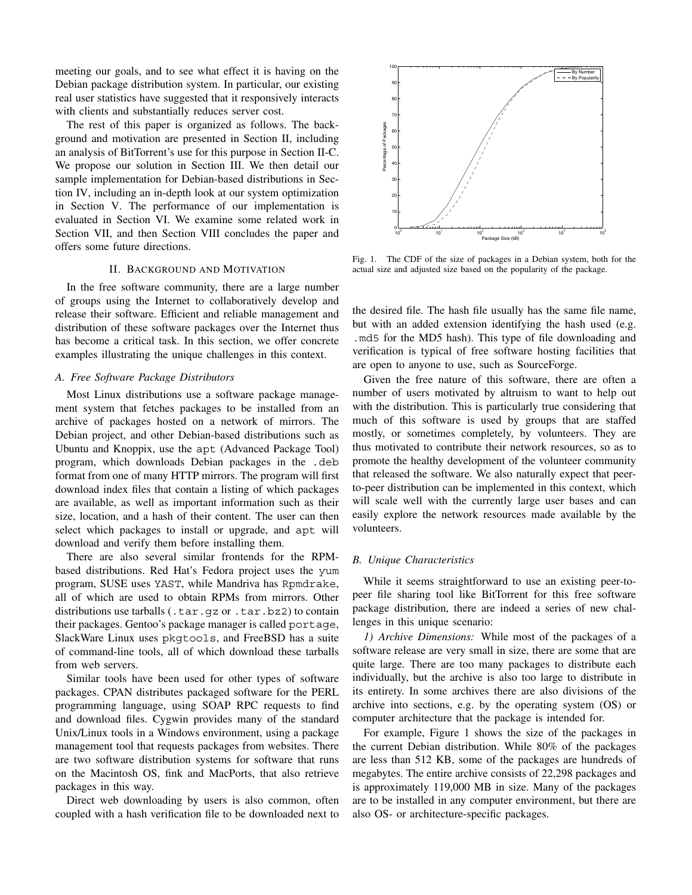meeting our goals, and to see what effect it is having on the Debian package distribution system. In particular, our existing real user statistics have suggested that it responsively interacts with clients and substantially reduces server cost.

The rest of this paper is organized as follows. The background and motivation are presented in Section II, including an analysis of BitTorrent's use for this purpose in Section II-C. We propose our solution in Section III. We then detail our sample implementation for Debian-based distributions in Section IV, including an in-depth look at our system optimization in Section V. The performance of our implementation is evaluated in Section VI. We examine some related work in Section VII, and then Section VIII concludes the paper and offers some future directions.

## II. Background and Motivation

In the free software community, there are a large number of groups using the Internet to collaboratively develop and release their software. Efficient and reliable management and distribution of these software packages over the Internet thus has become a critical task. In this section, we offer concrete examples illustrating the unique challenges in this context.

### A. Free Software Package Distributors

Most Linux distributions use a software package management system that fetches packages to be installed from an archive of packages hosted on a network of mirrors. The Debian project, and other Debian-based distributions such as Ubuntu and Knoppix, use the `apt` (Advanced Package Tool) program, which downloads Debian packages in the `.deb` format from one of many HTTP mirrors. The program will first download index files that contain a listing of which packages are available, as well as important information such as their size, location, and a hash of their content. The user can then select which packages to install or upgrade, and `apt` will download and verify them before installing them.

There are also several similar frontends for the RPM-based distributions. Red Hat's Fedora project uses the `yum` program, SUSE uses `YAST`, while Mandriva has `Rpmdrake`, all of which are used to obtain RPMs from mirrors. Other distributions use tarballs (`.tar.gz` or `.tar.bz2`) to contain their packages. Gentoo's package manager is called `portage`, SlackWare Linux uses `pkgtools`, and FreeBSD has a suite of command-line tools, all of which download these tarballs from web servers.

Similar tools have been used for other types of software packages. CPAN distributes packaged software for the PERL programming language, using SOAP RPC requests to find and download files. Cygwin provides many of the standard Unix/Linux tools in a Windows environment, using a package management tool that requests packages from websites. There are two software distribution systems for software that runs on the Macintosh OS, fink and MacPorts, that also retrieve packages in this way.

Direct web downloading by users is also common, often coupled with a hash verification file to be downloaded next to the desired file. The hash file usually has the same file name, but with an added extension identifying the hash used (e.g. `.md5` for the MD5 hash). This type of file downloading and verification is typical of free software hosting facilities that are open to anyone to use, such as SourceForge.

Given the free nature of this software, there are often a number of users motivated by altruism to want to help out with the distribution. This is particularly true considering that much of this software is used by groups that are staffed mostly, or sometimes completely, by volunteers. They are thus motivated to contribute their network resources, so as to promote the healthy development of the volunteer community that released the software. We also naturally expect that peer-to-peer distribution can be implemented in this context, which will scale well with the currently large user bases and can easily explore the network resources made available by the volunteers.

Fig. 1. The CDF of the size of packages in a Debian system, both for the actual size and adjusted size based on the popularity of the package.

### B. Unique Characteristics

While it seems straightforward to use an existing peer-to-peer file sharing tool like BitTorrent for this free software package distribution, there are indeed a series of new challenges in this unique scenario:

*1) Archive Dimensions:* While most of the packages of a software release are very small in size, there are some that are quite large. There are too many packages to distribute each individually, but the archive is also too large to distribute in its entirety. In some archives there are also divisions of the archive into sections, e.g. by the operating system (OS) or computer architecture that the package is intended for.

For example, Figure 1 shows the size of the packages in the current Debian distribution. While 80% of the packages are less than 512 KB, some of the packages are hundreds of megabytes. The entire archive consists of 22,298 packages and is approximately 119,000 MB in size. Many of the packages are to be installed in any computer environment, but there are also OS- or architecture-specific packages.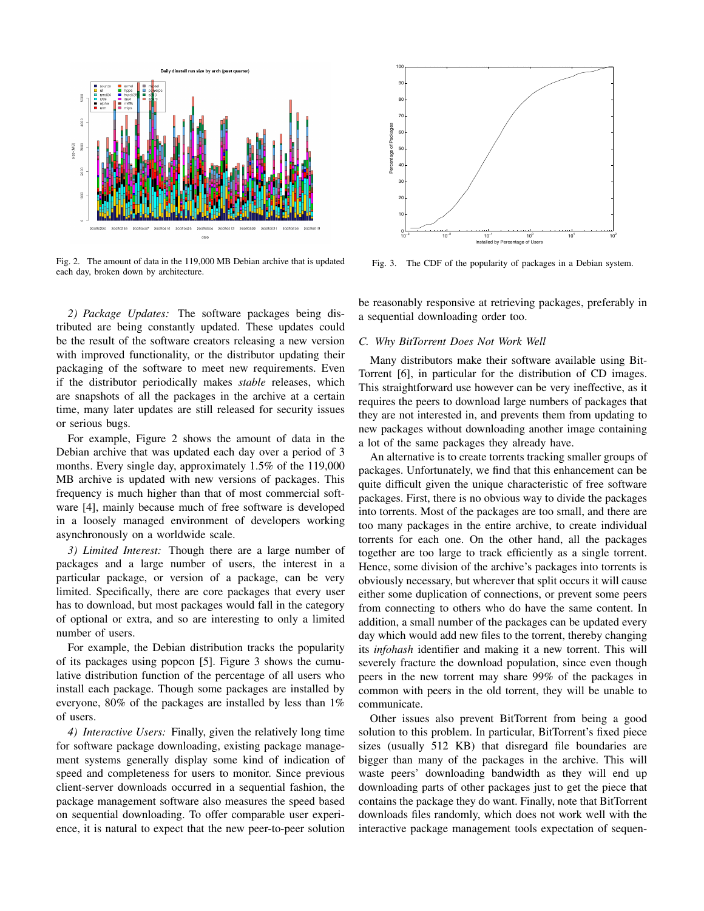Daily dinstall run size by arch (past quarter)

source, all, amd64, i386, alpha, arm, armel, hppa, hurd-i386, ia64, m68k, mips, mipsel, powerpc, s390, sparc

size (MB)

0, 1000, 2000, 3000, 4000, 5000

20080320, 20080329, 20080407, 20080416, 20080425, 20080504, 20080513, 20080522, 20080531, 20080609, 20080618

date

Fig. 2. The amount of data in the 119,000 MB Debian archive that is updated each day, broken down by architecture.

Percentage of Packages

0, 10, 20, 30, 40, 50, 60, 70, 80, 90, 100

$10^{-3}$, $10^{-2}$, $10^{-1}$, $10^{0}$, $10^{1}$, $10^{2}$

Installed by Percentage of Users

Fig. 3. The CDF of the popularity of packages in a Debian system.

*2) Package Updates:* The software packages being distributed are being constantly updated. These updates could be the result of the software creators releasing a new version with improved functionality, or the distributor updating their packaging of the software to meet new requirements. Even if the distributor periodically makes *stable* releases, which are snapshots of all the packages in the archive at a certain time, many later updates are still released for security issues or serious bugs.

For example, Figure 2 shows the amount of data in the Debian archive that was updated each day over a period of 3 months. Every single day, approximately 1.5% of the 119,000 MB archive is updated with new versions of packages. This frequency is much higher than that of most commercial software [4], mainly because much of free software is developed in a loosely managed environment of developers working asynchronously on a worldwide scale.

*3) Limited Interest:* Though there are a large number of packages and a large number of users, the interest in a particular package, or version of a package, can be very limited. Specifically, there are core packages that every user has to download, but most packages would fall in the category of optional or extra, and so are interesting to only a limited number of users.

For example, the Debian distribution tracks the popularity of its packages using popcon [5]. Figure 3 shows the cumulative distribution function of the percentage of all users who install each package. Though some packages are installed by everyone, 80% of the packages are installed by less than 1% of users.

*4) Interactive Users:* Finally, given the relatively long time for software package downloading, existing package management systems generally display some kind of indication of speed and completeness for users to monitor. Since previous client-server downloads occurred in a sequential fashion, the package management software also measures the speed based on sequential downloading. To offer comparable user experience, it is natural to expect that the new peer-to-peer solution be reasonably responsive at retrieving packages, preferably in a sequential downloading order too.

### C. Why BitTorrent Does Not Work Well

Many distributors make their software available using BitTorrent [6], in particular for the distribution of CD images. This straightforward use however can be very ineffective, as it requires the peers to download large numbers of packages that they are not interested in, and prevents them from updating to new packages without downloading another image containing a lot of the same packages they already have.

An alternative is to create torrents tracking smaller groups of packages. Unfortunately, we find that this enhancement can be quite difficult given the unique characteristic of free software packages. First, there is no obvious way to divide the packages into torrents. Most of the packages are too small, and there are too many packages in the entire archive, to create individual torrents for each one. On the other hand, all the packages together are too large to track efficiently as a single torrent. Hence, some division of the archive's packages into torrents is obviously necessary, but wherever that split occurs it will cause either some duplication of connections, or prevent some peers from connecting to others who do have the same content. In addition, a small number of the packages can be updated every day which would add new files to the torrent, thereby changing its *infohash* identifier and making it a new torrent. This will severely fracture the download population, since even though peers in the new torrent may share 99% of the packages in common with peers in the old torrent, they will be unable to communicate.

Other issues also prevent BitTorrent from being a good solution to this problem. In particular, BitTorrent's fixed piece sizes (usually 512 KB) that disregard file boundaries are bigger than many of the packages in the archive. This will waste peers' downloading bandwidth as they will end up downloading parts of other packages just to get the piece that contains the package they do want. Finally, note that BitTorrent downloads files randomly, which does not work well with the interactive package management tools expectation of sequen-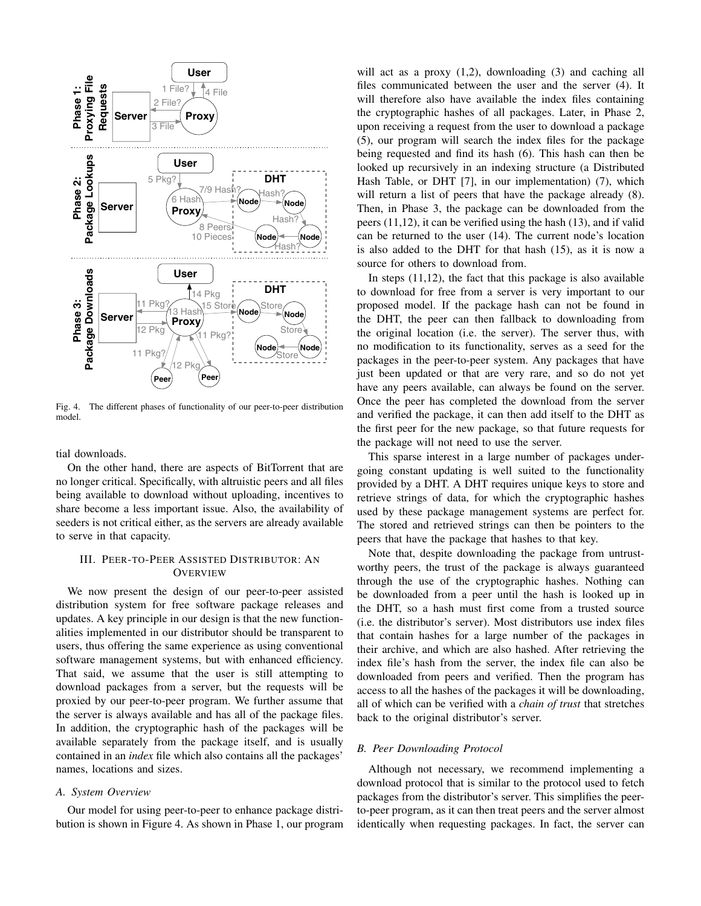Fig. 4. The different phases of functionality of our peer-to-peer distribution model.

tial downloads.

On the other hand, there are aspects of BitTorrent that are no longer critical. Specifically, with altruistic peers and all files being available to download without uploading, incentives to share become a less important issue. Also, the availability of seeders is not critical either, as the servers are already available to serve in that capacity.

## III. Peer-to-Peer Assisted Distributor: An Overview

We now present the design of our peer-to-peer assisted distribution system for free software package releases and updates. A key principle in our design is that the new functionalities implemented in our distributor should be transparent to users, thus offering the same experience as using conventional software management systems, but with enhanced efficiency. That said, we assume that the user is still attempting to download packages from a server, but the requests will be proxied by our peer-to-peer program. We further assume that the server is always available and has all of the package files. In addition, the cryptographic hash of the packages will be available separately from the package itself, and is usually contained in an *index* file which also contains all the packages' names, locations and sizes.

### A. System Overview

Our model for using peer-to-peer to enhance package distribution is shown in Figure 4. As shown in Phase 1, our program will act as a proxy (1,2), downloading (3) and caching all files communicated between the user and the server (4). It will therefore also have available the index files containing the cryptographic hashes of all packages. Later, in Phase 2, upon receiving a request from the user to download a package (5), our program will search the index files for the package being requested and find its hash (6). This hash can then be looked up recursively in an indexing structure (a Distributed Hash Table, or DHT [7], in our implementation) (7), which will return a list of peers that have the package already (8). Then, in Phase 3, the package can be downloaded from the peers (11,12), it can be verified using the hash (13), and if valid can be returned to the user (14). The current node's location is also added to the DHT for that hash (15), as it is now a source for others to download from.

In steps (11,12), the fact that this package is also available to download for free from a server is very important to our proposed model. If the package hash can not be found in the DHT, the peer can then fallback to downloading from the original location (i.e. the server). The server thus, with no modification to its functionality, serves as a seed for the packages in the peer-to-peer system. Any packages that have just been updated or that are very rare, and so do not yet have any peers available, can always be found on the server. Once the peer has completed the download from the server and verified the package, it can then add itself to the DHT as the first peer for the new package, so that future requests for the package will not need to use the server.

This sparse interest in a large number of packages undergoing constant updating is well suited to the functionality provided by a DHT. A DHT requires unique keys to store and retrieve strings of data, for which the cryptographic hashes used by these package management systems are perfect for. The stored and retrieved strings can then be pointers to the peers that have the package that hashes to that key.

Note that, despite downloading the package from untrustworthy peers, the trust of the package is always guaranteed through the use of the cryptographic hashes. Nothing can be downloaded from a peer until the hash is looked up in the DHT, so a hash must first come from a trusted source (i.e. the distributor's server). Most distributors use index files that contain hashes for a large number of the packages in their archive, and which are also hashed. After retrieving the index file's hash from the server, the index file can also be downloaded from peers and verified. Then the program has access to all the hashes of the packages it will be downloading, all of which can be verified with a *chain of trust* that stretches back to the original distributor's server.

### B. Peer Downloading Protocol

Although not necessary, we recommend implementing a download protocol that is similar to the protocol used to fetch packages from the distributor's server. This simplifies the peer-to-peer program, as it can then treat peers and the server almost identically when requesting packages. In fact, the server can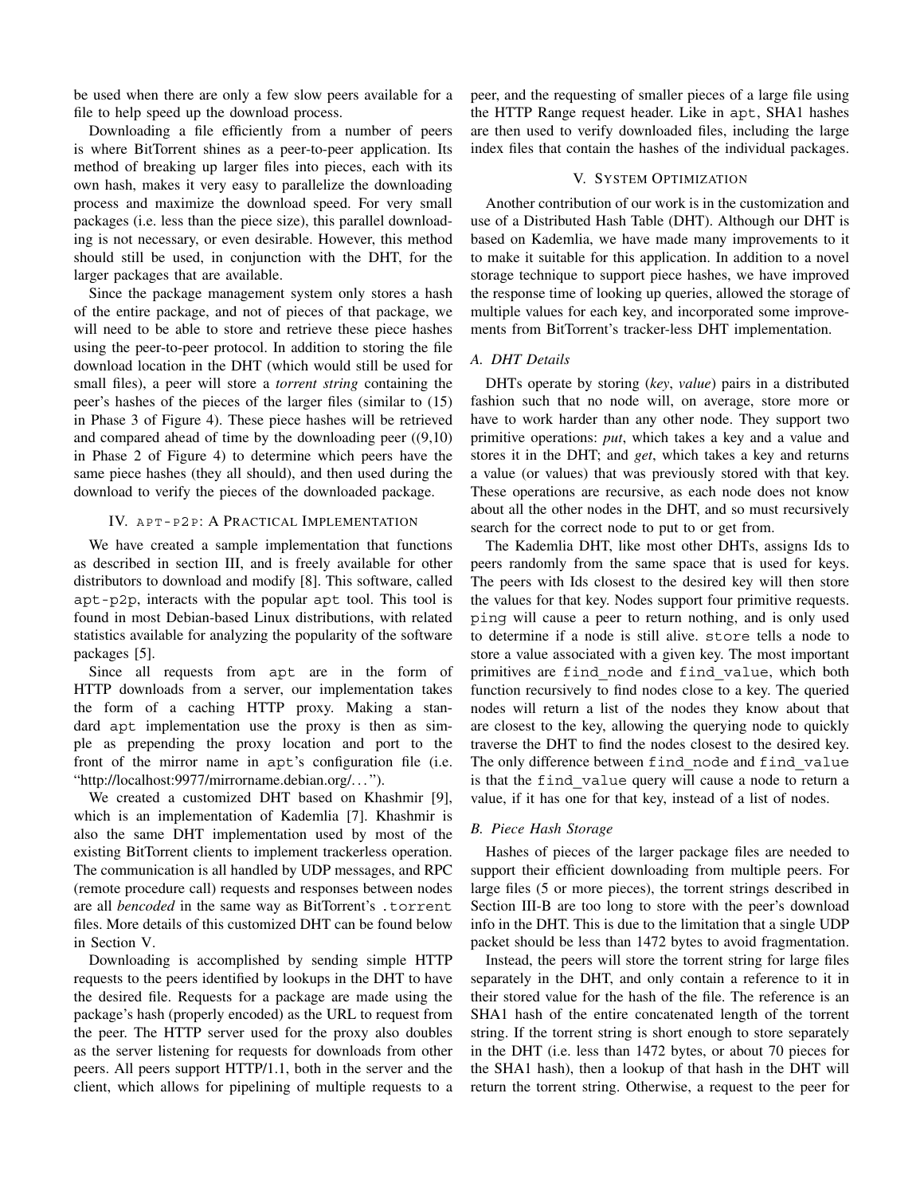be used when there are only a few slow peers available for a file to help speed up the download process.

Downloading a file efficiently from a number of peers is where BitTorrent shines as a peer-to-peer application. Its method of breaking up larger files into pieces, each with its own hash, makes it very easy to parallelize the downloading process and maximize the download speed. For very small packages (i.e. less than the piece size), this parallel downloading is not necessary, or even desirable. However, this method should still be used, in conjunction with the DHT, for the larger packages that are available.

Since the package management system only stores a hash of the entire package, and not of pieces of that package, we will need to be able to store and retrieve these piece hashes using the peer-to-peer protocol. In addition to storing the file download location in the DHT (which would still be used for small files), a peer will store a *torrent string* containing the peer's hashes of the pieces of the larger files (similar to (15) in Phase 3 of Figure 4). These piece hashes will be retrieved and compared ahead of time by the downloading peer ((9,10) in Phase 2 of Figure 4) to determine which peers have the same piece hashes (they all should), and then used during the download to verify the pieces of the downloaded package.

## IV. APT-P2P: A PRACTICAL IMPLEMENTATION

We have created a sample implementation that functions as described in section III, and is freely available for other distributors to download and modify [8]. This software, called `apt-p2p`, interacts with the popular `apt` tool. This tool is found in most Debian-based Linux distributions, with related statistics available for analyzing the popularity of the software packages [5].

Since all requests from `apt` are in the form of HTTP downloads from a server, our implementation takes the form of a caching HTTP proxy. Making a standard `apt` implementation use the proxy is then as simple as prepending the proxy location and port to the front of the mirror name in `apt`'s configuration file (i.e. "http://localhost:9977/mirrorname.debian.org/…").

We created a customized DHT based on Khashmir [9], which is an implementation of Kademlia [7]. Khashmir is also the same DHT implementation used by most of the existing BitTorrent clients to implement trackerless operation. The communication is all handled by UDP messages, and RPC (remote procedure call) requests and responses between nodes are all *bencoded* in the same way as BitTorrent's `.torrent` files. More details of this customized DHT can be found below in Section V.

Downloading is accomplished by sending simple HTTP requests to the peers identified by lookups in the DHT to have the desired file. Requests for a package are made using the package's hash (properly encoded) as the URL to request from the peer. The HTTP server used for the proxy also doubles as the server listening for requests for downloads from other peers. All peers support HTTP/1.1, both in the server and the client, which allows for pipelining of multiple requests to a peer, and the requesting of smaller pieces of a large file using the HTTP Range request header. Like in `apt`, SHA1 hashes are then used to verify downloaded files, including the large index files that contain the hashes of the individual packages.

## V. SYSTEM OPTIMIZATION

Another contribution of our work is in the customization and use of a Distributed Hash Table (DHT). Although our DHT is based on Kademlia, we have made many improvements to it to make it suitable for this application. In addition to a novel storage technique to support piece hashes, we have improved the response time of looking up queries, allowed the storage of multiple values for each key, and incorporated some improvements from BitTorrent's tracker-less DHT implementation.

### A. DHT Details

DHTs operate by storing (*key*, *value*) pairs in a distributed fashion such that no node will, on average, store more or have to work harder than any other node. They support two primitive operations: *put*, which takes a key and a value and stores it in the DHT; and *get*, which takes a key and returns a value (or values) that was previously stored with that key. These operations are recursive, as each node does not know about all the other nodes in the DHT, and so must recursively search for the correct node to put to or get from.

The Kademlia DHT, like most other DHTs, assigns Ids to peers randomly from the same space that is used for keys. The peers with Ids closest to the desired key will then store the values for that key. Nodes support four primitive requests. `ping` will cause a peer to return nothing, and is only used to determine if a node is still alive. `store` tells a node to store a value associated with a given key. The most important primitives are `find_node` and `find_value`, which both function recursively to find nodes close to a key. The queried nodes will return a list of the nodes they know about that are closest to the key, allowing the querying node to quickly traverse the DHT to find the nodes closest to the desired key. The only difference between `find_node` and `find_value` is that the `find_value` query will cause a node to return a value, if it has one for that key, instead of a list of nodes.

### B. Piece Hash Storage

Hashes of pieces of the larger package files are needed to support their efficient downloading from multiple peers. For large files (5 or more pieces), the torrent strings described in Section III-B are too long to store with the peer's download info in the DHT. This is due to the limitation that a single UDP packet should be less than 1472 bytes to avoid fragmentation.

Instead, the peers will store the torrent string for large files separately in the DHT, and only contain a reference to it in their stored value for the hash of the file. The reference is an SHA1 hash of the entire concatenated length of the torrent string. If the torrent string is short enough to store separately in the DHT (i.e. less than 1472 bytes, or about 70 pieces for the SHA1 hash), then a lookup of that hash in the DHT will return the torrent string. Otherwise, a request to the peer for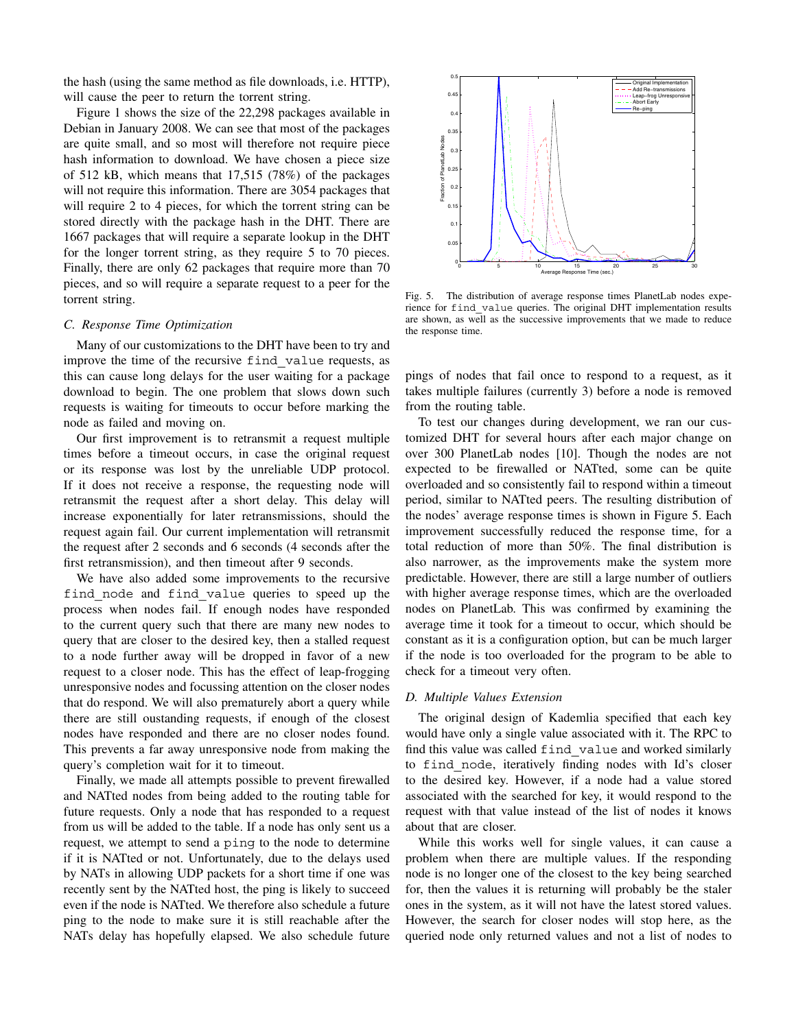the hash (using the same method as file downloads, i.e. HTTP), will cause the peer to return the torrent string.

Figure 1 shows the size of the 22,298 packages available in Debian in January 2008. We can see that most of the packages are quite small, and so most will therefore not require piece hash information to download. We have chosen a piece size of 512 kB, which means that 17,515 (78%) of the packages will not require this information. There are 3054 packages that will require 2 to 4 pieces, for which the torrent string can be stored directly with the package hash in the DHT. There are 1667 packages that will require a separate lookup in the DHT for the longer torrent string, as they require 5 to 70 pieces. Finally, there are only 62 packages that require more than 70 pieces, and so will require a separate request to a peer for the torrent string.

### C. Response Time Optimization

Many of our customizations to the DHT have been to try and improve the time of the recursive `find_value` requests, as this can cause long delays for the user waiting for a package download to begin. The one problem that slows down such requests is waiting for timeouts to occur before marking the node as failed and moving on.

Our first improvement is to retransmit a request multiple times before a timeout occurs, in case the original request or its response was lost by the unreliable UDP protocol. If it does not receive a response, the requesting node will retransmit the request after a short delay. This delay will increase exponentially for later retransmissions, should the request again fail. Our current implementation will retransmit the request after 2 seconds and 6 seconds (4 seconds after the first retransmission), and then timeout after 9 seconds.

We have also added some improvements to the recursive `find_node` and `find_value` queries to speed up the process when nodes fail. If enough nodes have responded to the current query such that there are many new nodes to query that are closer to the desired key, then a stalled request to a node further away will be dropped in favor of a new request to a closer node. This has the effect of leap-frogging unresponsive nodes and focussing attention on the closer nodes that do respond. We will also prematurely abort a query while there are still oustanding requests, if enough of the closest nodes have responded and there are no closer nodes found. This prevents a far away unresponsive node from making the query's completion wait for it to timeout.

Finally, we made all attempts possible to prevent firewalled and NATted nodes from being added to the routing table for future requests. Only a node that has responded to a request from us will be added to the table. If a node has only sent us a request, we attempt to send a `ping` to the node to determine if it is NATted or not. Unfortunately, due to the delays used by NATs in allowing UDP packets for a short time if one was recently sent by the NATted host, the ping is likely to succeed even if the node is NATted. We therefore also schedule a future ping to the node to make sure it is still reachable after the NATs delay has hopefully elapsed. We also schedule future pings of nodes that fail once to respond to a request, as it takes multiple failures (currently 3) before a node is removed from the routing table.

Original Implementation
Add Re-transmissions
Leap-frog Unresponsive
Abort Early
Re-ping
Fraction of PlanetLab Nodes
Average Response Time (sec.)
0 5 10 15 20 25 30
0 0.05 0.1 0.15 0.2 0.25 0.3 0.35 0.4 0.45 0.5

Fig. 5. The distribution of average response times PlanetLab nodes experience for `find_value` queries. The original DHT implementation results are shown, as well as the successive improvements that we made to reduce the response time.

To test our changes during development, we ran our customized DHT for several hours after each major change on over 300 PlanetLab nodes [10]. Though the nodes are not expected to be firewalled or NATted, some can be quite overloaded and so consistently fail to respond within a timeout period, similar to NATted peers. The resulting distribution of the nodes' average response times is shown in Figure 5. Each improvement successfully reduced the response time, for a total reduction of more than 50%. The final distribution is also narrower, as the improvements make the system more predictable. However, there are still a large number of outliers with higher average response times, which are the overloaded nodes on PlanetLab. This was confirmed by examining the average time it took for a timeout to occur, which should be constant as it is a configuration option, but can be much larger if the node is too overloaded for the program to be able to check for a timeout very often.

### D. Multiple Values Extension

The original design of Kademlia specified that each key would have only a single value associated with it. The RPC to find this value was called `find_value` and worked similarly to `find_node`, iteratively finding nodes with Id's closer to the desired key. However, if a node had a value stored associated with the searched for key, it would respond to the request with that value instead of the list of nodes it knows about that are closer.

While this works well for single values, it can cause a problem when there are multiple values. If the responding node is no longer one of the closest to the key being searched for, then the values it is returning will probably be the staler ones in the system, as it will not have the latest stored values. However, the search for closer nodes will stop here, as the queried node only returned values and not a list of nodes to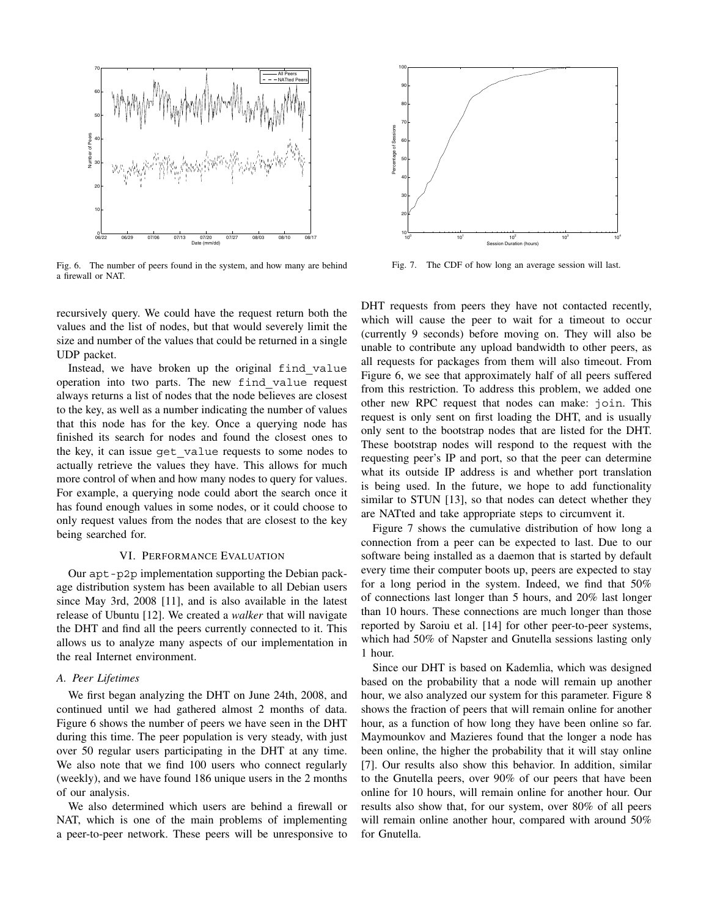Fig. 6. The number of peers found in the system, and how many are behind a firewall or NAT.

Fig. 7. The CDF of how long an average session will last.

recursively query. We could have the request return both the values and the list of nodes, but that would severely limit the size and number of the values that could be returned in a single UDP packet.

Instead, we have broken up the original `find_value` operation into two parts. The new `find_value` request always returns a list of nodes that the node believes are closest to the key, as well as a number indicating the number of values that this node has for the key. Once a querying node has finished its search for nodes and found the closest ones to the key, it can issue `get_value` requests to some nodes to actually retrieve the values they have. This allows for much more control of when and how many nodes to query for values. For example, a querying node could abort the search once it has found enough values in some nodes, or it could choose to only request values from the nodes that are closest to the key being searched for.

## VI. Performance Evaluation

Our `apt-p2p` implementation supporting the Debian package distribution system has been available to all Debian users since May 3rd, 2008 [11], and is also available in the latest release of Ubuntu [12]. We created a *walker* that will navigate the DHT and find all the peers currently connected to it. This allows us to analyze many aspects of our implementation in the real Internet environment.

### A. Peer Lifetimes

We first began analyzing the DHT on June 24th, 2008, and continued until we had gathered almost 2 months of data. Figure 6 shows the number of peers we have seen in the DHT during this time. The peer population is very steady, with just over 50 regular users participating in the DHT at any time. We also note that we find 100 users who connect regularly (weekly), and we have found 186 unique users in the 2 months of our analysis.

We also determined which users are behind a firewall or NAT, which is one of the main problems of implementing a peer-to-peer network. These peers will be unresponsive to DHT requests from peers they have not contacted recently, which will cause the peer to wait for a timeout to occur (currently 9 seconds) before moving on. They will also be unable to contribute any upload bandwidth to other peers, as all requests for packages from them will also timeout. From Figure 6, we see that approximately half of all peers suffered from this restriction. To address this problem, we added one other new RPC request that nodes can make: `join`. This request is only sent on first loading the DHT, and is usually only sent to the bootstrap nodes that are listed for the DHT. These bootstrap nodes will respond to the request with the requesting peer's IP and port, so that the peer can determine what its outside IP address is and whether port translation is being used. In the future, we hope to add functionality similar to STUN [13], so that nodes can detect whether they are NATted and take appropriate steps to circumvent it.

Figure 7 shows the cumulative distribution of how long a connection from a peer can be expected to last. Due to our software being installed as a daemon that is started by default every time their computer boots up, peers are expected to stay for a long period in the system. Indeed, we find that 50% of connections last longer than 5 hours, and 20% last longer than 10 hours. These connections are much longer than those reported by Saroiu et al. [14] for other peer-to-peer systems, which had 50% of Napster and Gnutella sessions lasting only 1 hour.

Since our DHT is based on Kademlia, which was designed based on the probability that a node will remain up another hour, we also analyzed our system for this parameter. Figure 8 shows the fraction of peers that will remain online for another hour, as a function of how long they have been online so far. Maymounkov and Mazieres found that the longer a node has been online, the higher the probability that it will stay online [7]. Our results also show this behavior. In addition, similar to the Gnutella peers, over 90% of our peers that have been online for 10 hours, will remain online for another hour. Our results also show that, for our system, over 80% of all peers will remain online another hour, compared with around 50% for Gnutella.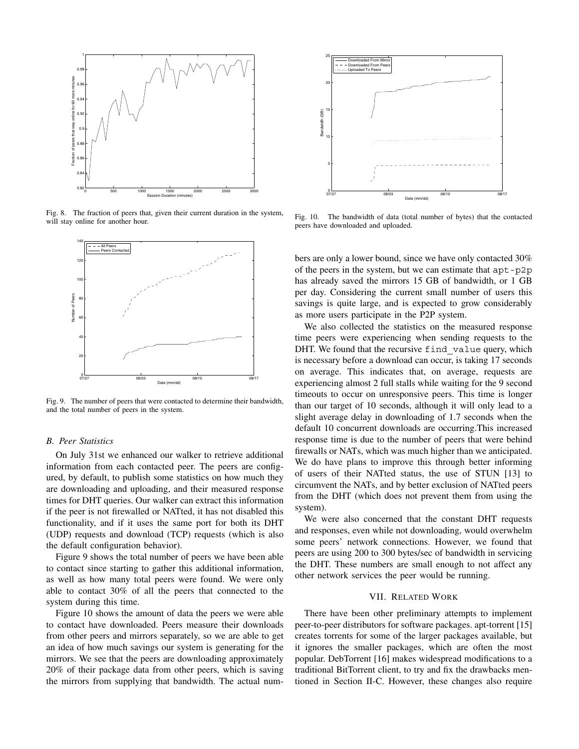Fig. 8. The fraction of peers that, given their current duration in the system, will stay online for another hour.

Fig. 9. The number of peers that were contacted to determine their bandwidth, and the total number of peers in the system.

### *B. Peer Statistics*

On July 31st we enhanced our walker to retrieve additional information from each contacted peer. The peers are configured, by default, to publish some statistics on how much they are downloading and uploading, and their measured response times for DHT queries. Our walker can extract this information if the peer is not firewalled or NATted, it has not disabled this functionality, and if it uses the same port for both its DHT (UDP) requests and download (TCP) requests (which is also the default configuration behavior).

Figure 9 shows the total number of peers we have been able to contact since starting to gather this additional information, as well as how many total peers were found. We were only able to contact 30% of all the peers that connected to the system during this time.

Figure 10 shows the amount of data the peers we were able to contact have downloaded. Peers measure their downloads from other peers and mirrors separately, so we are able to get an idea of how much savings our system is generating for the mirrors. We see that the peers are downloading approximately 20% of their package data from other peers, which is saving the mirrors from supplying that bandwidth. The actual numbers are only a lower bound, since we have only contacted 30% of the peers in the system, but we can estimate that `apt-p2p` has already saved the mirrors 15 GB of bandwidth, or 1 GB per day. Considering the current small number of users this savings is quite large, and is expected to grow considerably as more users participate in the P2P system.

Fig. 10. The bandwidth of data (total number of bytes) that the contacted peers have downloaded and uploaded.

We also collected the statistics on the measured response time peers were experiencing when sending requests to the DHT. We found that the recursive `find_value` query, which is necessary before a download can occur, is taking 17 seconds on average. This indicates that, on average, requests are experiencing almost 2 full stalls while waiting for the 9 second timeouts to occur on unresponsive peers. This time is longer than our target of 10 seconds, although it will only lead to a slight average delay in downloading of 1.7 seconds when the default 10 concurrent downloads are occurring.This increased response time is due to the number of peers that were behind firewalls or NATs, which was much higher than we anticipated. We do have plans to improve this through better informing of users of their NATted status, the use of STUN [13] to circumvent the NATs, and by better exclusion of NATted peers from the DHT (which does not prevent them from using the system).

We were also concerned that the constant DHT requests and responses, even while not downloading, would overwhelm some peers' network connections. However, we found that peers are using 200 to 300 bytes/sec of bandwidth in servicing the DHT. These numbers are small enough to not affect any other network services the peer would be running.

## VII. Related Work

There have been other preliminary attempts to implement peer-to-peer distributors for software packages. apt-torrent [15] creates torrents for some of the larger packages available, but it ignores the smaller packages, which are often the most popular. DebTorrent [16] makes widespread modifications to a traditional BitTorrent client, to try and fix the drawbacks mentioned in Section II-C. However, these changes also require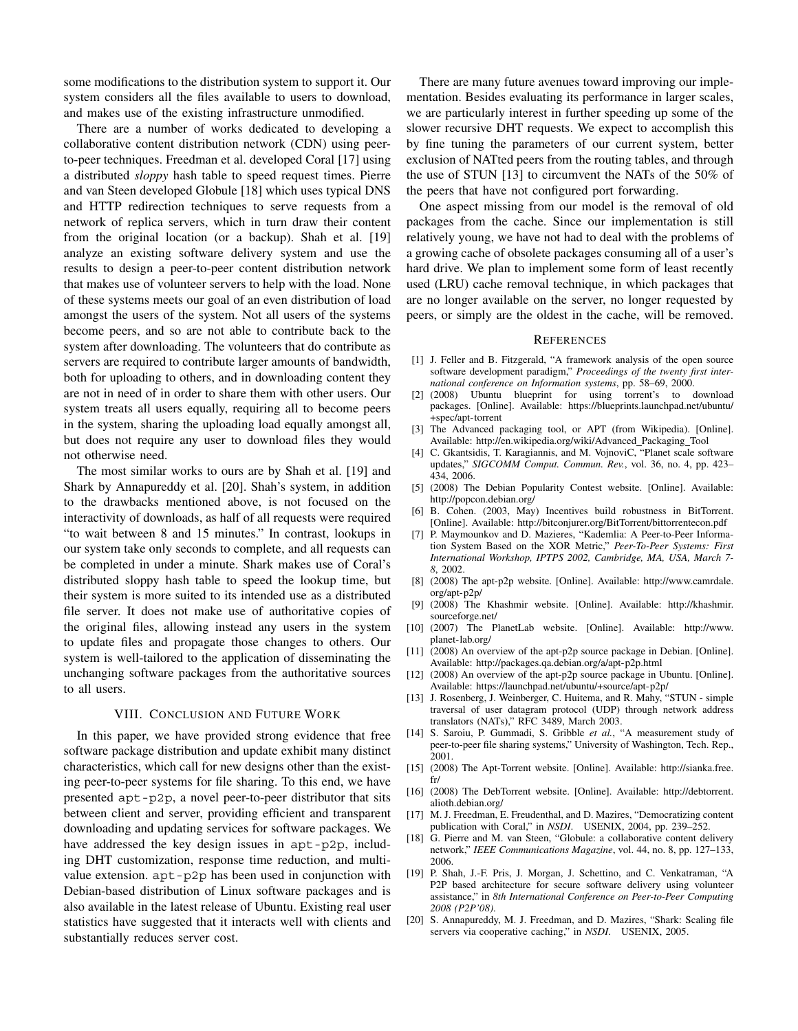some modifications to the distribution system to support it. Our system considers all the files available to users to download, and makes use of the existing infrastructure unmodified.

There are a number of works dedicated to developing a collaborative content distribution network (CDN) using peer-to-peer techniques. Freedman et al. developed Coral [17] using a distributed *sloppy* hash table to speed request times. Pierre and van Steen developed Globule [18] which uses typical DNS and HTTP redirection techniques to serve requests from a network of replica servers, which in turn draw their content from the original location (or a backup). Shah et al. [19] analyze an existing software delivery system and use the results to design a peer-to-peer content distribution network that makes use of volunteer servers to help with the load. None of these systems meets our goal of an even distribution of load amongst the users of the system. Not all users of the systems become peers, and so are not able to contribute back to the system after downloading. The volunteers that do contribute as servers are required to contribute larger amounts of bandwidth, both for uploading to others, and in downloading content they are not in need of in order to share them with other users. Our system treats all users equally, requiring all to become peers in the system, sharing the uploading load equally amongst all, but does not require any user to download files they would not otherwise need.

The most similar works to ours are by Shah et al. [19] and Shark by Annapureddy et al. [20]. Shah's system, in addition to the drawbacks mentioned above, is not focused on the interactivity of downloads, as half of all requests were required "to wait between 8 and 15 minutes." In contrast, lookups in our system take only seconds to complete, and all requests can be completed in under a minute. Shark makes use of Coral's distributed sloppy hash table to speed the lookup time, but their system is more suited to its intended use as a distributed file server. It does not make use of authoritative copies of the original files, allowing instead any users in the system to update files and propagate those changes to others. Our system is well-tailored to the application of disseminating the unchanging software packages from the authoritative sources to all users.

## VIII. Conclusion and Future Work

In this paper, we have provided strong evidence that free software package distribution and update exhibit many distinct characteristics, which call for new designs other than the existing peer-to-peer systems for file sharing. To this end, we have presented `apt-p2p`, a novel peer-to-peer distributor that sits between client and server, providing efficient and transparent downloading and updating services for software packages. We have addressed the key design issues in `apt-p2p`, including DHT customization, response time reduction, and multi-value extension. `apt-p2p` has been used in conjunction with Debian-based distribution of Linux software packages and is also available in the latest release of Ubuntu. Existing real user statistics have suggested that it interacts well with clients and substantially reduces server cost.

There are many future avenues toward improving our implementation. Besides evaluating its performance in larger scales, we are particularly interest in further speeding up some of the slower recursive DHT requests. We expect to accomplish this by fine tuning the parameters of our current system, better exclusion of NATted peers from the routing tables, and through the use of STUN [13] to circumvent the NATs of the 50% of the peers that have not configured port forwarding.

One aspect missing from our model is the removal of old packages from the cache. Since our implementation is still relatively young, we have not had to deal with the problems of a growing cache of obsolete packages consuming all of a user's hard drive. We plan to implement some form of least recently used (LRU) cache removal technique, in which packages that are no longer available on the server, no longer requested by peers, or simply are the oldest in the cache, will be removed.

## References

[1] J. Feller and B. Fitzgerald, "A framework analysis of the open source software development paradigm," *Proceedings of the twenty first international conference on Information systems*, pp. 58–69, 2000.

[2] (2008) Ubuntu blueprint for using torrent's to download packages. [Online]. Available: https://blueprints.launchpad.net/ubuntu/+spec/apt-torrent

[3] The Advanced packaging tool, or APT (from Wikipedia). [Online]. Available: http://en.wikipedia.org/wiki/Advanced_Packaging_Tool

[4] C. Gkantsidis, T. Karagiannis, and M. VojnoviC, "Planet scale software updates," *SIGCOMM Comput. Commun. Rev.*, vol. 36, no. 4, pp. 423–434, 2006.

[5] (2008) The Debian Popularity Contest website. [Online]. Available: http://popcon.debian.org/

[6] B. Cohen. (2003, May) Incentives build robustness in BitTorrent. [Online]. Available: http://bitconjurer.org/BitTorrent/bittorrentecon.pdf

[7] P. Maymounkov and D. Mazieres, "Kademlia: A Peer-to-Peer Information System Based on the XOR Metric," *Peer-To-Peer Systems: First International Workshop, IPTPS 2002, Cambridge, MA, USA, March 7-8*, 2002.

[8] (2008) The apt-p2p website. [Online]. Available: http://www.camrdale.org/apt-p2p/

[9] (2008) The Khashmir website. [Online]. Available: http://khashmir.sourceforge.net/

[10] (2007) The PlanetLab website. [Online]. Available: http://www.planet-lab.org/

[11] (2008) An overview of the apt-p2p source package in Debian. [Online]. Available: http://packages.qa.debian.org/a/apt-p2p.html

[12] (2008) An overview of the apt-p2p source package in Ubuntu. [Online]. Available: https://launchpad.net/ubuntu/+source/apt-p2p/

[13] J. Rosenberg, J. Weinberger, C. Huitema, and R. Mahy, "STUN - simple traversal of user datagram protocol (UDP) through network address translators (NATs)," RFC 3489, March 2003.

[14] S. Saroiu, P. Gummadi, S. Gribble *et al.*, "A measurement study of peer-to-peer file sharing systems," University of Washington, Tech. Rep., 2001.

[15] (2008) The Apt-Torrent website. [Online]. Available: http://sianka.free.fr/

[16] (2008) The DebTorrent website. [Online]. Available: http://debtorrent.alioth.debian.org/

[17] M. J. Freedman, E. Freudenthal, and D. Mazires, "Democratizing content publication with Coral," in *NSDI*. USENIX, 2004, pp. 239–252.

[18] G. Pierre and M. van Steen, "Globule: a collaborative content delivery network," *IEEE Communications Magazine*, vol. 44, no. 8, pp. 127–133, 2006.

[19] P. Shah, J.-F. Pris, J. Morgan, J. Schettino, and C. Venkatraman, "A P2P based architecture for secure software delivery using volunteer assistance," in *8th International Conference on Peer-to-Peer Computing 2008 (P2P'08)*.

[20] S. Annapureddy, M. J. Freedman, and D. Mazires, "Shark: Scaling file servers via cooperative caching," in *NSDI*. USENIX, 2005.